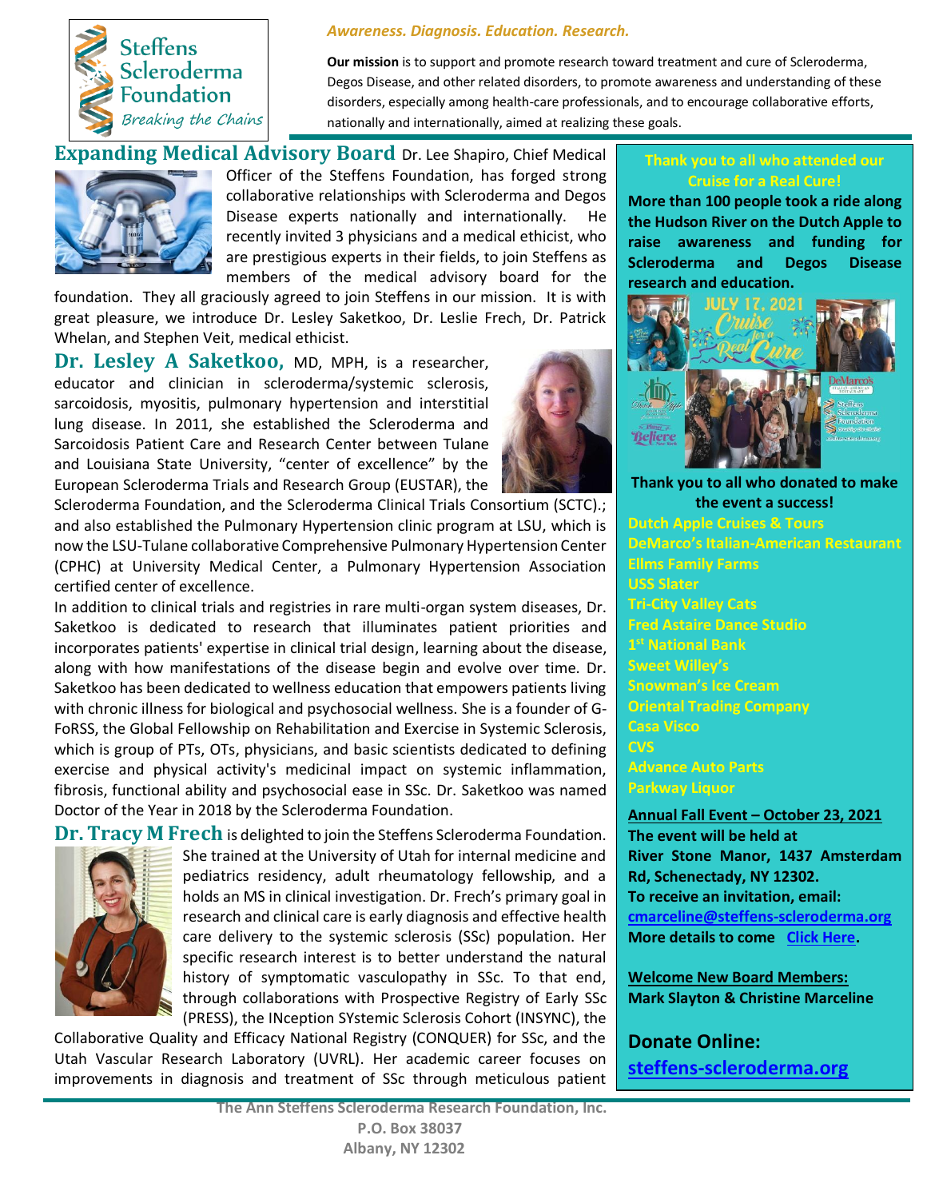Steffens Scleroderma Foundation
*Breaking the Chains*

*Awareness. Diagnosis. Education. Research.*

**Our mission** is to support and promote research toward treatment and cure of Scleroderma, Degos Disease, and other related disorders, to promote awareness and understanding of these disorders, especially among health-care professionals, and to encourage collaborative efforts, nationally and internationally, aimed at realizing these goals.

## Expanding Medical Advisory Board

Dr. Lee Shapiro, Chief Medical Officer of the Steffens Foundation, has forged strong collaborative relationships with Scleroderma and Degos Disease experts nationally and internationally. He recently invited 3 physicians and a medical ethicist, who are prestigious experts in their fields, to join Steffens as members of the medical advisory board for the foundation. They all graciously agreed to join Steffens in our mission. It is with great pleasure, we introduce Dr. Lesley Saketkoo, Dr. Leslie Frech, Dr. Patrick Whelan, and Stephen Veit, medical ethicist.

**Dr. Lesley A Saketkoo,** MD, MPH, is a researcher, educator and clinician in scleroderma/systemic sclerosis, sarcoidosis, myositis, pulmonary hypertension and interstitial lung disease. In 2011, she established the Scleroderma and Sarcoidosis Patient Care and Research Center between Tulane and Louisiana State University, "center of excellence" by the European Scleroderma Trials and Research Group (EUSTAR), the Scleroderma Foundation, and the Scleroderma Clinical Trials Consortium (SCTC).; and also established the Pulmonary Hypertension clinic program at LSU, which is now the LSU-Tulane collaborative Comprehensive Pulmonary Hypertension Center (CPHC) at University Medical Center, a Pulmonary Hypertension Association certified center of excellence.

In addition to clinical trials and registries in rare multi-organ system diseases, Dr. Saketkoo is dedicated to research that illuminates patient priorities and incorporates patients' expertise in clinical trial design, learning about the disease, along with how manifestations of the disease begin and evolve over time. Dr. Saketkoo has been dedicated to wellness education that empowers patients living with chronic illness for biological and psychosocial wellness. She is a founder of G-FoRSS, the Global Fellowship on Rehabilitation and Exercise in Systemic Sclerosis, which is group of PTs, OTs, physicians, and basic scientists dedicated to defining exercise and physical activity's medicinal impact on systemic inflammation, fibrosis, functional ability and psychosocial ease in SSc. Dr. Saketkoo was named Doctor of the Year in 2018 by the Scleroderma Foundation.

**Dr. Tracy M Frech** is delighted to join the Steffens Scleroderma Foundation. She trained at the University of Utah for internal medicine and pediatrics residency, adult rheumatology fellowship, and a holds an MS in clinical investigation. Dr. Frech's primary goal in research and clinical care is early diagnosis and effective health care delivery to the systemic sclerosis (SSc) population. Her specific research interest is to better understand the natural history of symptomatic vasculopathy in SSc. To that end, through collaborations with Prospective Registry of Early SSc (PRESS), the INception SYstemic Sclerosis Cohort (INSYNC), the Collaborative Quality and Efficacy National Registry (CONQUER) for SSc, and the Utah Vascular Research Laboratory (UVRL). Her academic career focuses on improvements in diagnosis and treatment of SSc through meticulous patient

**Thank you to all who attended our Cruise for a Real Cure!**

**More than 100 people took a ride along the Hudson River on the Dutch Apple to raise awareness and funding for Scleroderma and Degos Disease research and education.**

**Thank you to all who donated to make the event a success!**

- Dutch Apple Cruises & Tours
- DeMarco's Italian-American Restaurant
- Ellms Family Farms
- USS Slater
- Tri-City Valley Cats
- Fred Astaire Dance Studio
- 1st National Bank
- Sweet Willey's
- Snowman's Ice Cream
- Oriental Trading Company
- Casa Visco
- CVS
- Advance Auto Parts
- Parkway Liquor

**Annual Fall Event – October 23, 2021**
**The event will be held at River Stone Manor, 1437 Amsterdam Rd, Schenectady, NY 12302.**
**To receive an invitation, email:** cmarceline@steffens-scleroderma.org
**More details to come Click Here.**

**Welcome New Board Members:**
**Mark Slayton & Christine Marceline**

**Donate Online:**
**steffens-scleroderma.org**

The Ann Steffens Scleroderma Research Foundation, Inc.
P.O. Box 38037
Albany, NY 12302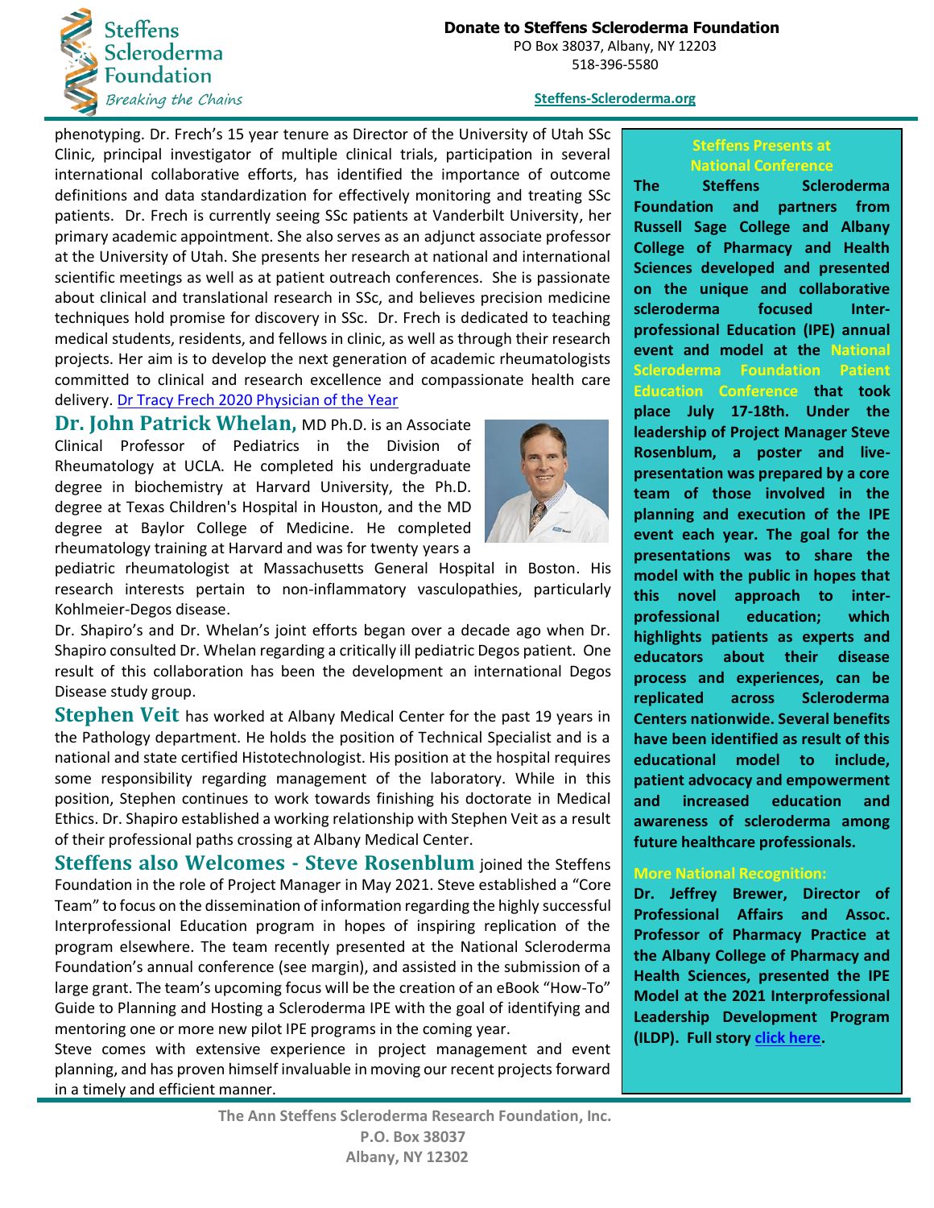phenotyping. Dr. Frech's 15 year tenure as Director of the University of Utah SSc Clinic, principal investigator of multiple clinical trials, participation in several international collaborative efforts, has identified the importance of outcome definitions and data standardization for effectively monitoring and treating SSc patients. Dr. Frech is currently seeing SSc patients at Vanderbilt University, her primary academic appointment. She also serves as an adjunct associate professor at the University of Utah. She presents her research at national and international scientific meetings as well as at patient outreach conferences. She is passionate about clinical and translational research in SSc, and believes precision medicine techniques hold promise for discovery in SSc. Dr. Frech is dedicated to teaching medical students, residents, and fellows in clinic, as well as through their research projects. Her aim is to develop the next generation of academic rheumatologists committed to clinical and research excellence and compassionate health care delivery. [Dr Tracy Frech 2020 Physician of the Year]

**Dr. John Patrick Whelan,** MD Ph.D. is an Associate Clinical Professor of Pediatrics in the Division of Rheumatology at UCLA. He completed his undergraduate degree in biochemistry at Harvard University, the Ph.D. degree at Texas Children's Hospital in Houston, and the MD degree at Baylor College of Medicine. He completed rheumatology training at Harvard and was for twenty years a pediatric rheumatologist at Massachusetts General Hospital in Boston. His research interests pertain to non-inflammatory vasculopathies, particularly Kohlmeier-Degos disease.

Dr. Shapiro's and Dr. Whelan's joint efforts began over a decade ago when Dr. Shapiro consulted Dr. Whelan regarding a critically ill pediatric Degos patient. One result of this collaboration has been the development an international Degos Disease study group.

**Stephen Veit** has worked at Albany Medical Center for the past 19 years in the Pathology department. He holds the position of Technical Specialist and is a national and state certified Histotechnologist. His position at the hospital requires some responsibility regarding management of the laboratory. While in this position, Stephen continues to work towards finishing his doctorate in Medical Ethics. Dr. Shapiro established a working relationship with Stephen Veit as a result of their professional paths crossing at Albany Medical Center.

**Steffens also Welcomes - Steve Rosenblum** joined the Steffens Foundation in the role of Project Manager in May 2021. Steve established a "Core Team" to focus on the dissemination of information regarding the highly successful Interprofessional Education program in hopes of inspiring replication of the program elsewhere. The team recently presented at the National Scleroderma Foundation's annual conference (see margin), and assisted in the submission of a large grant. The team's upcoming focus will be the creation of an eBook "How-To" Guide to Planning and Hosting a Scleroderma IPE with the goal of identifying and mentoring one or more new pilot IPE programs in the coming year.

Steve comes with extensive experience in project management and event planning, and has proven himself invaluable in moving our recent projects forward in a timely and efficient manner.

### Steffens Presents at National Conference

**The Steffens Scleroderma Foundation and partners from Russell Sage College and Albany College of Pharmacy and Health Sciences developed and presented on the unique and collaborative scleroderma focused Inter-professional Education (IPE) annual event and model at the National Scleroderma Foundation Patient Education Conference that took place July 17-18th. Under the leadership of Project Manager Steve Rosenblum, a poster and live-presentation was prepared by a core team of those involved in the planning and execution of the IPE event each year. The goal for the presentations was to share the model with the public in hopes that this novel approach to inter-professional education; which highlights patients as experts and educators about their disease process and experiences, can be replicated across Scleroderma Centers nationwide. Several benefits have been identified as result of this educational model to include, patient advocacy and empowerment and increased education and awareness of scleroderma among future healthcare professionals.**

### More National Recognition:

**Dr. Jeffrey Brewer, Director of Professional Affairs and Assoc. Professor of Pharmacy Practice at the Albany College of Pharmacy and Health Sciences, presented the IPE Model at the 2021 Interprofessional Leadership Development Program (ILDP). Full story [click here].**

**The Ann Steffens Scleroderma Research Foundation, Inc.**
**P.O. Box 38037**
**Albany, NY 12302**